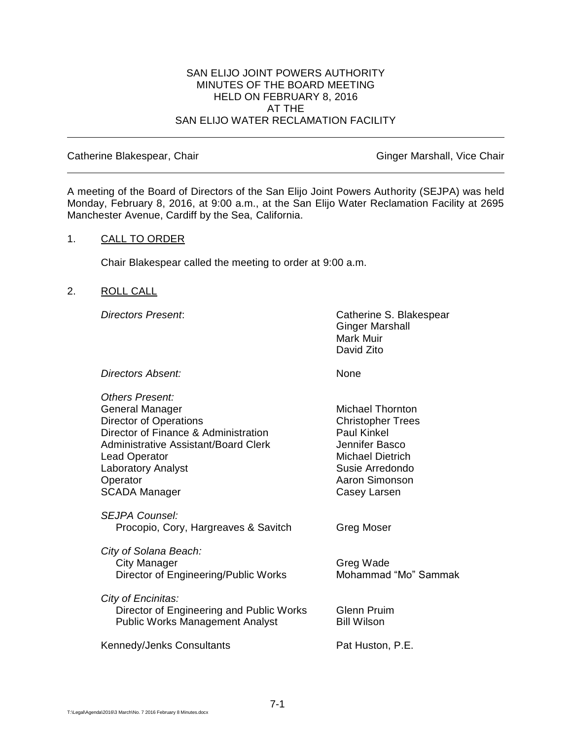SAN ELIJO JOINT POWERS AUTHORITY
MINUTES OF THE BOARD MEETING
HELD ON FEBRUARY 8, 2016
AT THE
SAN ELIJO WATER RECLAMATION FACILITY

---

Catherine Blakespear, Chair — Ginger Marshall, Vice Chair

---

A meeting of the Board of Directors of the San Elijo Joint Powers Authority (SEJPA) was held Monday, February 8, 2016, at 9:00 a.m., at the San Elijo Water Reclamation Facility at 2695 Manchester Avenue, Cardiff by the Sea, California.

1. CALL TO ORDER

   Chair Blakespear called the meeting to order at 9:00 a.m.

2. ROLL CALL

| | |
|---|---|
| *Directors Present*: | Catherine S. Blakespear<br>Ginger Marshall<br>Mark Muir<br>David Zito |
| *Directors Absent:* | None |
| *Others Present:* | |
| General Manager | Michael Thornton |
| Director of Operations | Christopher Trees |
| Director of Finance & Administration | Paul Kinkel |
| Administrative Assistant/Board Clerk | Jennifer Basco |
| Lead Operator | Michael Dietrich |
| Laboratory Analyst | Susie Arredondo |
| Operator | Aaron Simonson |
| SCADA Manager | Casey Larsen |
| *SEJPA Counsel:* | |
| Procopio, Cory, Hargreaves & Savitch | Greg Moser |
| *City of Solana Beach:* | |
| City Manager | Greg Wade |
| Director of Engineering/Public Works | Mohammad "Mo" Sammak |
| *City of Encinitas:* | |
| Director of Engineering and Public Works | Glenn Pruim |
| Public Works Management Analyst | Bill Wilson |
| Kennedy/Jenks Consultants | Pat Huston, P.E. |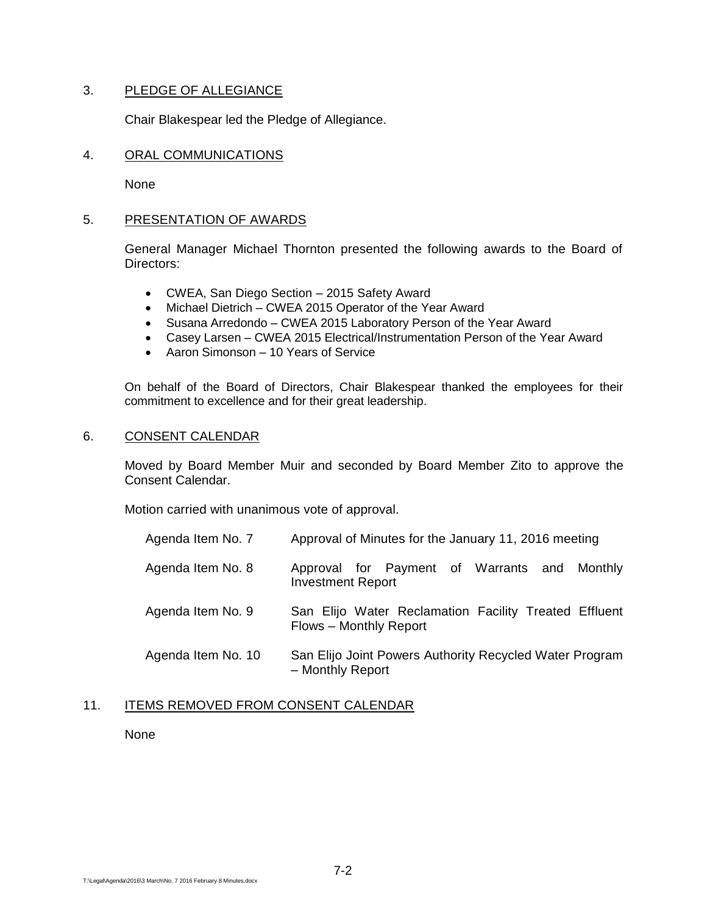3. PLEDGE OF ALLEGIANCE

Chair Blakespear led the Pledge of Allegiance.

4. ORAL COMMUNICATIONS

None

5. PRESENTATION OF AWARDS

General Manager Michael Thornton presented the following awards to the Board of Directors:

- CWEA, San Diego Section – 2015 Safety Award
- Michael Dietrich – CWEA 2015 Operator of the Year Award
- Susana Arredondo – CWEA 2015 Laboratory Person of the Year Award
- Casey Larsen – CWEA 2015 Electrical/Instrumentation Person of the Year Award
- Aaron Simonson – 10 Years of Service

On behalf of the Board of Directors, Chair Blakespear thanked the employees for their commitment to excellence and for their great leadership.

6. CONSENT CALENDAR

Moved by Board Member Muir and seconded by Board Member Zito to approve the Consent Calendar.

Motion carried with unanimous vote of approval.

| | |
|---|---|
| Agenda Item No. 7 | Approval of Minutes for the January 11, 2016 meeting |
| Agenda Item No. 8 | Approval for Payment of Warrants and Monthly Investment Report |
| Agenda Item No. 9 | San Elijo Water Reclamation Facility Treated Effluent Flows – Monthly Report |
| Agenda Item No. 10 | San Elijo Joint Powers Authority Recycled Water Program – Monthly Report |

11. ITEMS REMOVED FROM CONSENT CALENDAR

None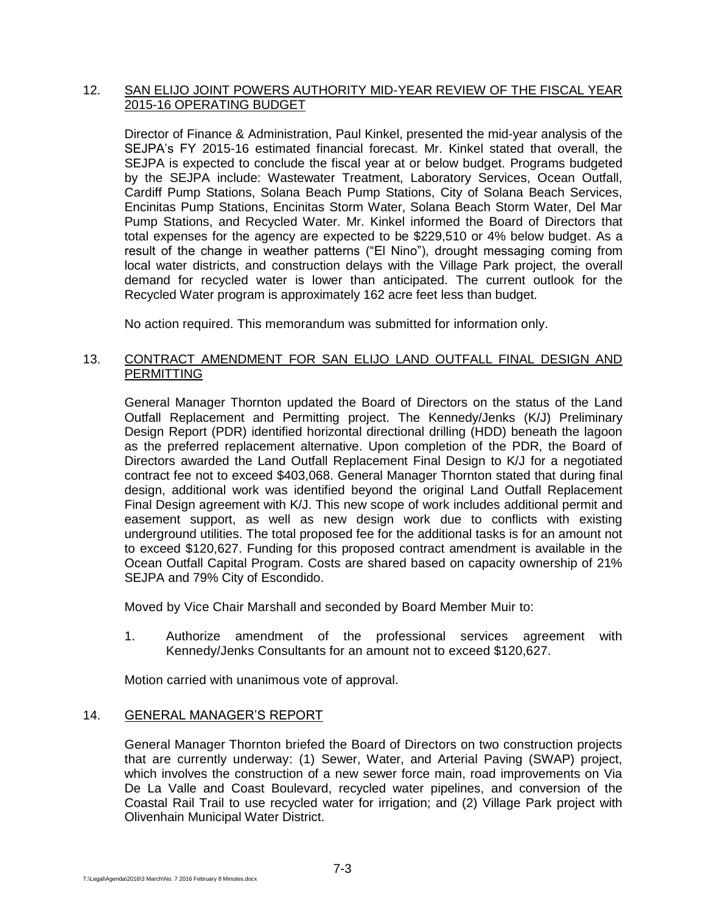12. SAN ELIJO JOINT POWERS AUTHORITY MID-YEAR REVIEW OF THE FISCAL YEAR 2015-16 OPERATING BUDGET

Director of Finance & Administration, Paul Kinkel, presented the mid-year analysis of the SEJPA's FY 2015-16 estimated financial forecast. Mr. Kinkel stated that overall, the SEJPA is expected to conclude the fiscal year at or below budget. Programs budgeted by the SEJPA include: Wastewater Treatment, Laboratory Services, Ocean Outfall, Cardiff Pump Stations, Solana Beach Pump Stations, City of Solana Beach Services, Encinitas Pump Stations, Encinitas Storm Water, Solana Beach Storm Water, Del Mar Pump Stations, and Recycled Water. Mr. Kinkel informed the Board of Directors that total expenses for the agency are expected to be $229,510 or 4% below budget. As a result of the change in weather patterns ("El Nino"), drought messaging coming from local water districts, and construction delays with the Village Park project, the overall demand for recycled water is lower than anticipated. The current outlook for the Recycled Water program is approximately 162 acre feet less than budget.

No action required. This memorandum was submitted for information only.

13. CONTRACT AMENDMENT FOR SAN ELIJO LAND OUTFALL FINAL DESIGN AND PERMITTING

General Manager Thornton updated the Board of Directors on the status of the Land Outfall Replacement and Permitting project. The Kennedy/Jenks (K/J) Preliminary Design Report (PDR) identified horizontal directional drilling (HDD) beneath the lagoon as the preferred replacement alternative. Upon completion of the PDR, the Board of Directors awarded the Land Outfall Replacement Final Design to K/J for a negotiated contract fee not to exceed $403,068. General Manager Thornton stated that during final design, additional work was identified beyond the original Land Outfall Replacement Final Design agreement with K/J. This new scope of work includes additional permit and easement support, as well as new design work due to conflicts with existing underground utilities. The total proposed fee for the additional tasks is for an amount not to exceed $120,627. Funding for this proposed contract amendment is available in the Ocean Outfall Capital Program. Costs are shared based on capacity ownership of 21% SEJPA and 79% City of Escondido.

Moved by Vice Chair Marshall and seconded by Board Member Muir to:

1. Authorize amendment of the professional services agreement with Kennedy/Jenks Consultants for an amount not to exceed $120,627.

Motion carried with unanimous vote of approval.

14. GENERAL MANAGER'S REPORT

General Manager Thornton briefed the Board of Directors on two construction projects that are currently underway: (1) Sewer, Water, and Arterial Paving (SWAP) project, which involves the construction of a new sewer force main, road improvements on Via De La Valle and Coast Boulevard, recycled water pipelines, and conversion of the Coastal Rail Trail to use recycled water for irrigation; and (2) Village Park project with Olivenhain Municipal Water District.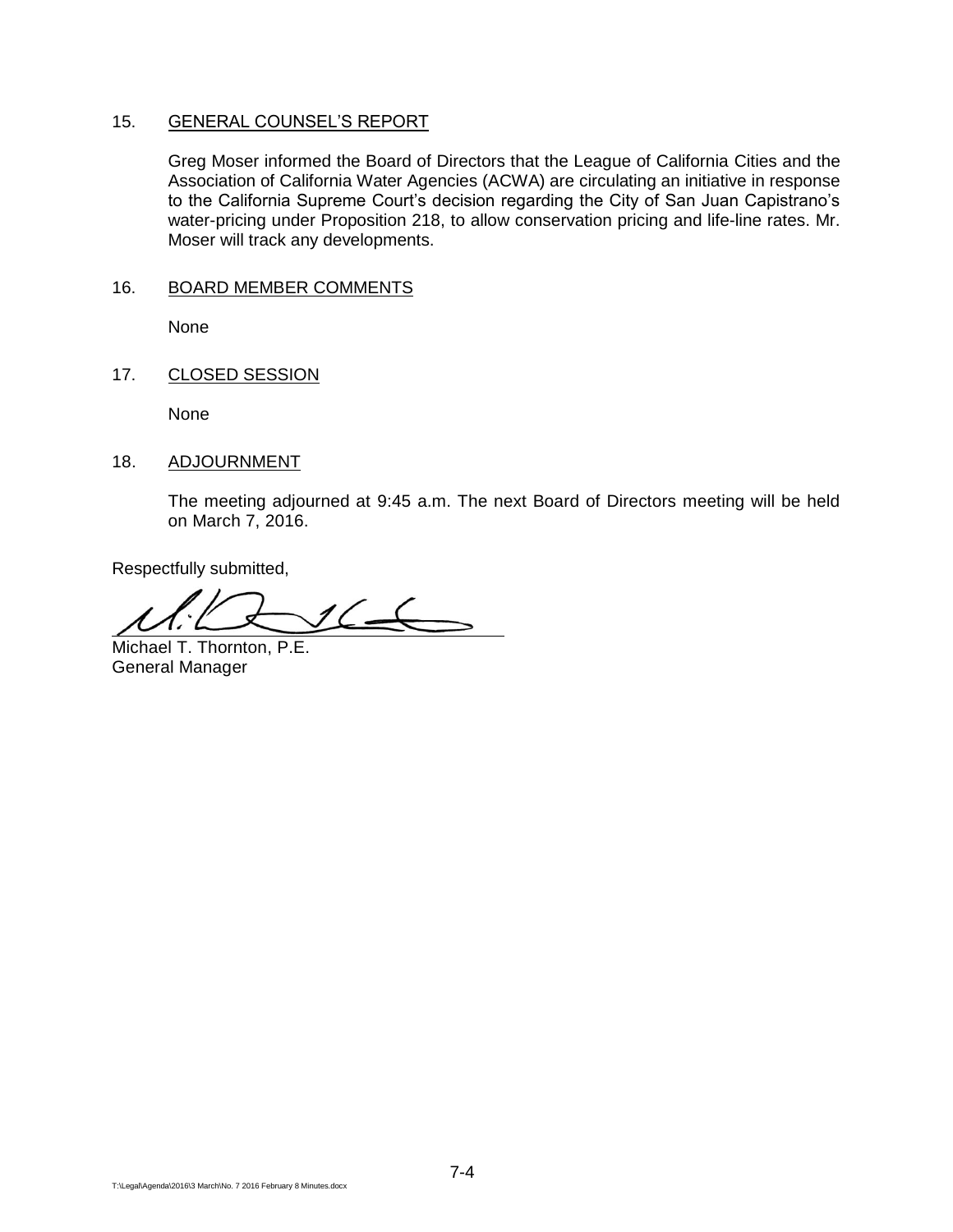15. GENERAL COUNSEL'S REPORT

Greg Moser informed the Board of Directors that the League of California Cities and the Association of California Water Agencies (ACWA) are circulating an initiative in response to the California Supreme Court's decision regarding the City of San Juan Capistrano's water-pricing under Proposition 218, to allow conservation pricing and life-line rates. Mr. Moser will track any developments.

16. BOARD MEMBER COMMENTS

None

17. CLOSED SESSION

None

18. ADJOURNMENT

The meeting adjourned at 9:45 a.m. The next Board of Directors meeting will be held on March 7, 2016.

Respectfully submitted,

Michael T. Thornton, P.E.
General Manager

7-4

T:\Legal\Agenda\2016\3 March\No. 7 2016 February 8 Minutes.docx